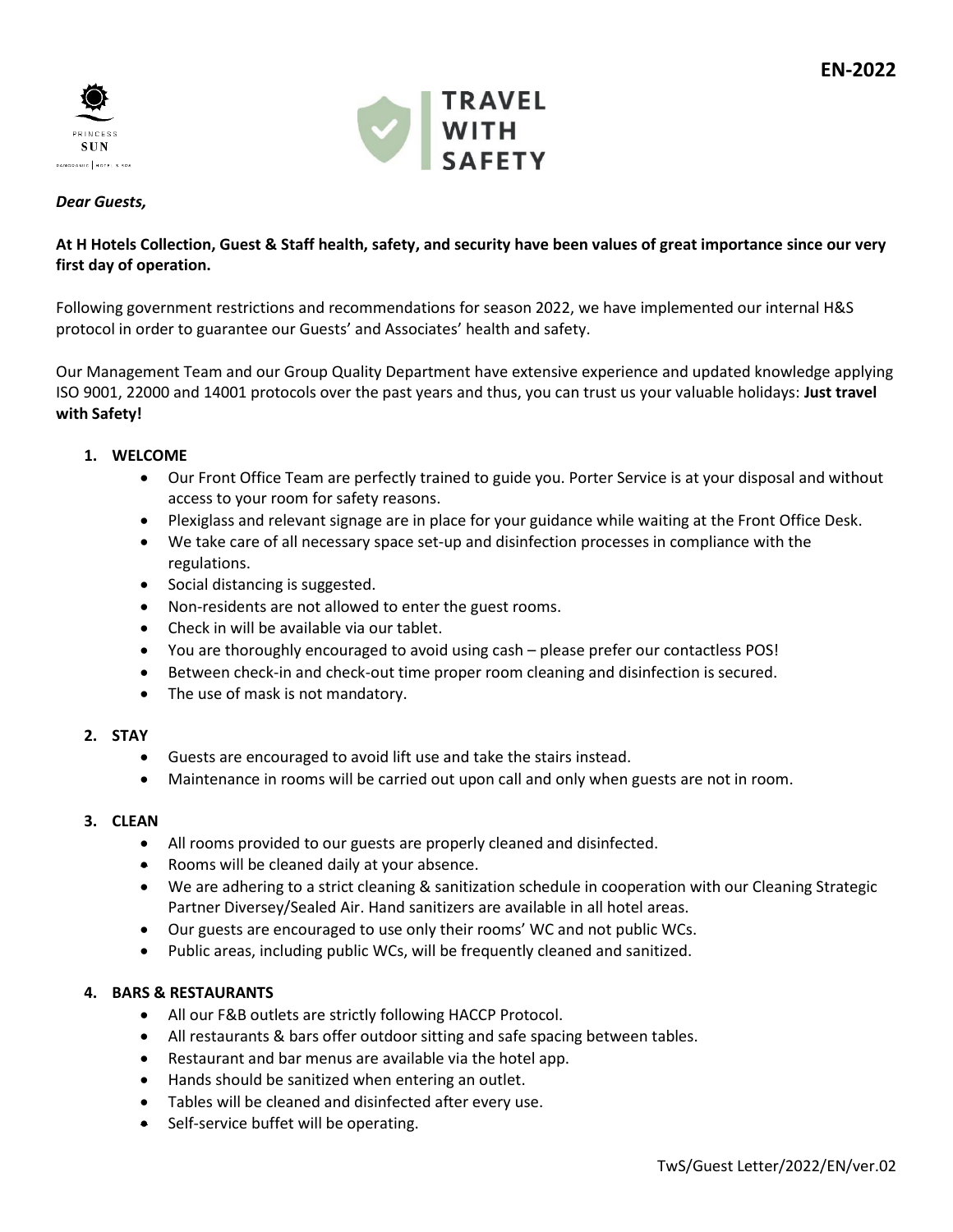EN-2022

PRINCESS SUN

TRAVEL WITH SAFETY

***Dear Guests,***

**At H Hotels Collection, Guest & Staff health, safety, and security have been values of great importance since our very first day of operation.**

Following government restrictions and recommendations for season 2022, we have implemented our internal H&S protocol in order to guarantee our Guests' and Associates' health and safety.

Our Management Team and our Group Quality Department have extensive experience and updated knowledge applying ISO 9001, 22000 and 14001 protocols over the past years and thus, you can trust us your valuable holidays: **Just travel with Safety!**

1. **WELCOME**
    - Our Front Office Team are perfectly trained to guide you. Porter Service is at your disposal and without access to your room for safety reasons.
    - Plexiglass and relevant signage are in place for your guidance while waiting at the Front Office Desk.
    - We take care of all necessary space set-up and disinfection processes in compliance with the regulations.
    - Social distancing is suggested.
    - Non-residents are not allowed to enter the guest rooms.
    - Check in will be available via our tablet.
    - You are thoroughly encouraged to avoid using cash – please prefer our contactless POS!
    - Between check-in and check-out time proper room cleaning and disinfection is secured.
    - The use of mask is not mandatory.

2. **STAY**
    - Guests are encouraged to avoid lift use and take the stairs instead.
    - Maintenance in rooms will be carried out upon call and only when guests are not in room.

3. **CLEAN**
    - All rooms provided to our guests are properly cleaned and disinfected.
    - Rooms will be cleaned daily at your absence.
    - We are adhering to a strict cleaning & sanitization schedule in cooperation with our Cleaning Strategic Partner Diversey/Sealed Air. Hand sanitizers are available in all hotel areas.
    - Our guests are encouraged to use only their rooms' WC and not public WCs.
    - Public areas, including public WCs, will be frequently cleaned and sanitized.

4. **BARS & RESTAURANTS**
    - All our F&B outlets are strictly following HACCP Protocol.
    - All restaurants & bars offer outdoor sitting and safe spacing between tables.
    - Restaurant and bar menus are available via the hotel app.
    - Hands should be sanitized when entering an outlet.
    - Tables will be cleaned and disinfected after every use.
    - Self-service buffet will be operating.

TwS/Guest Letter/2022/EN/ver.02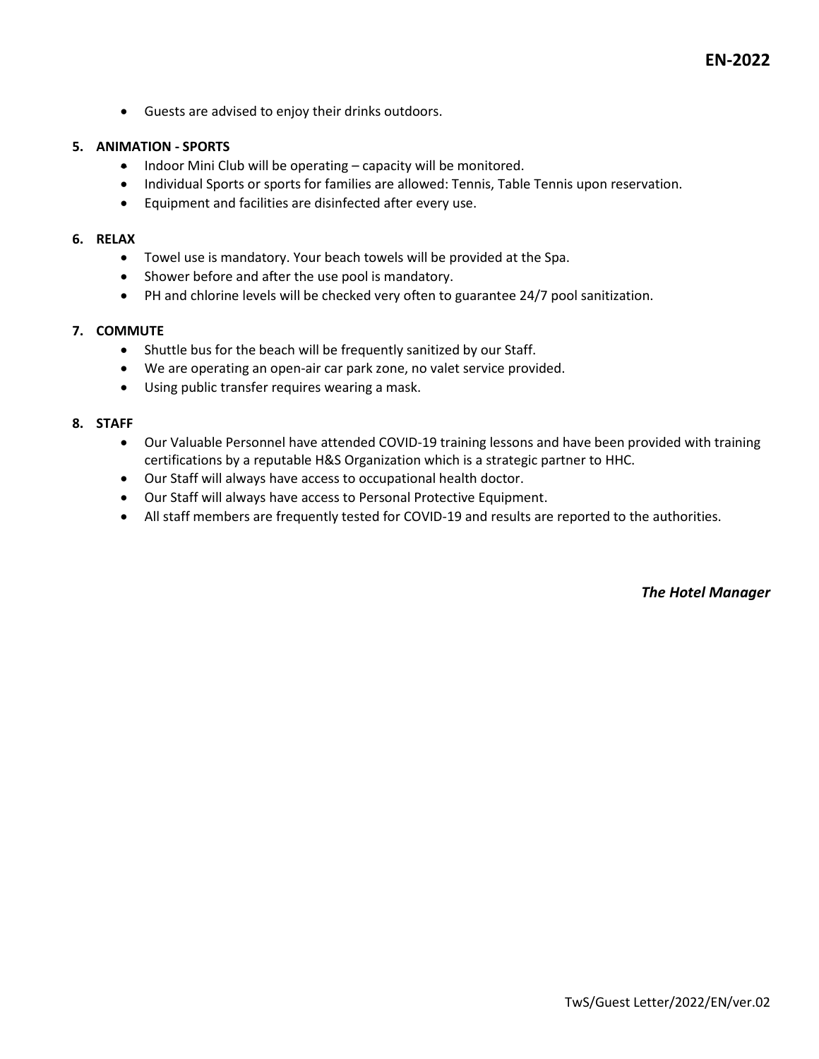- Guests are advised to enjoy their drinks outdoors.

**5. ANIMATION - SPORTS**

- Indoor Mini Club will be operating – capacity will be monitored.
- Individual Sports or sports for families are allowed: Tennis, Table Tennis upon reservation.
- Equipment and facilities are disinfected after every use.

**6. RELAX**

- Towel use is mandatory. Your beach towels will be provided at the Spa.
- Shower before and after the use pool is mandatory.
- PH and chlorine levels will be checked very often to guarantee 24/7 pool sanitization.

**7. COMMUTE**

- Shuttle bus for the beach will be frequently sanitized by our Staff.
- We are operating an open-air car park zone, no valet service provided.
- Using public transfer requires wearing a mask.

**8. STAFF**

- Our Valuable Personnel have attended COVID-19 training lessons and have been provided with training certifications by a reputable H&S Organization which is a strategic partner to HHC.
- Our Staff will always have access to occupational health doctor.
- Our Staff will always have access to Personal Protective Equipment.
- All staff members are frequently tested for COVID-19 and results are reported to the authorities.

***The Hotel Manager***